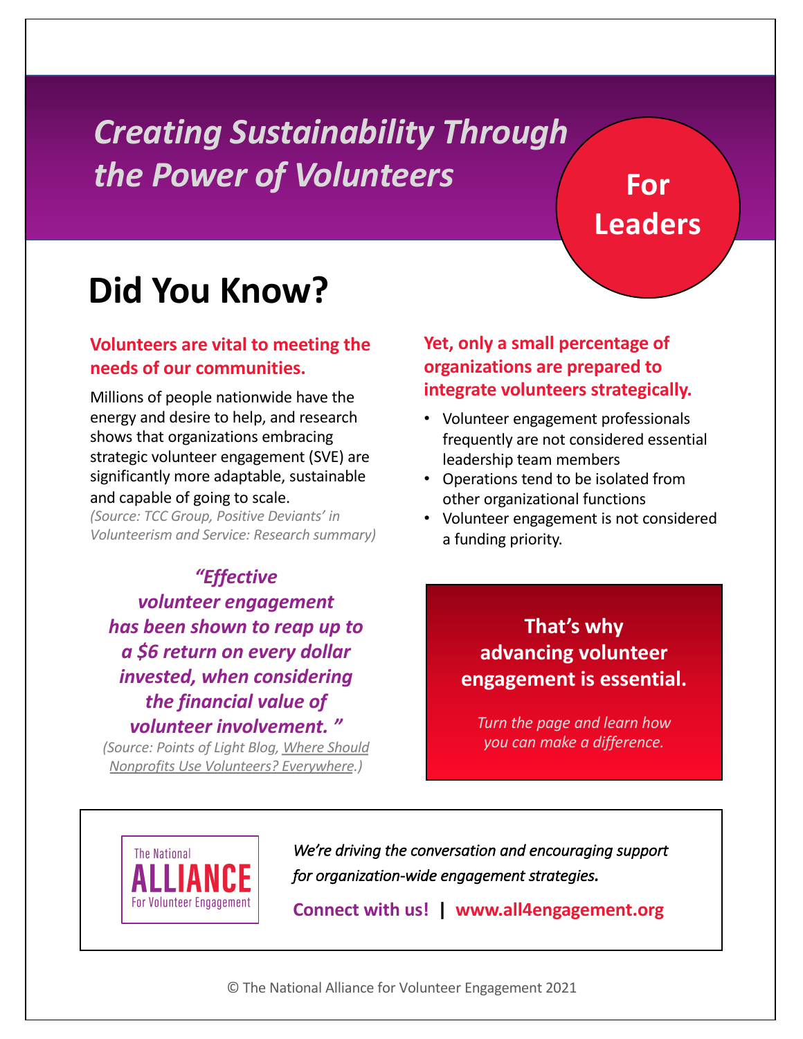# *Creating Sustainability Through the Power of Volunteers*

**For Leaders**

## Did You Know?

### Volunteers are vital to meeting the needs of our communities.

Millions of people nationwide have the energy and desire to help, and research shows that organizations embracing strategic volunteer engagement (SVE) are significantly more adaptable, sustainable and capable of going to scale.

*(Source: TCC Group, Positive Deviants' in Volunteerism and Service: Research summary)*

***"Effective volunteer engagement has been shown to reap up to a $6 return on every dollar invested, when considering the financial value of volunteer involvement."***

*(Source: Points of Light Blog, Where Should Nonprofits Use Volunteers? Everywhere.)*

### Yet, only a small percentage of organizations are prepared to integrate volunteers strategically.

- Volunteer engagement professionals frequently are not considered essential leadership team members
- Operations tend to be isolated from other organizational functions
- Volunteer engagement is not considered a funding priority.

**That's why advancing volunteer engagement is essential.**

*Turn the page and learn how you can make a difference.*

The National ALLIANCE For Volunteer Engagement

*We're driving the conversation and encouraging support for organization-wide engagement strategies.*

**Connect with us! | www.all4engagement.org**

© The National Alliance for Volunteer Engagement 2021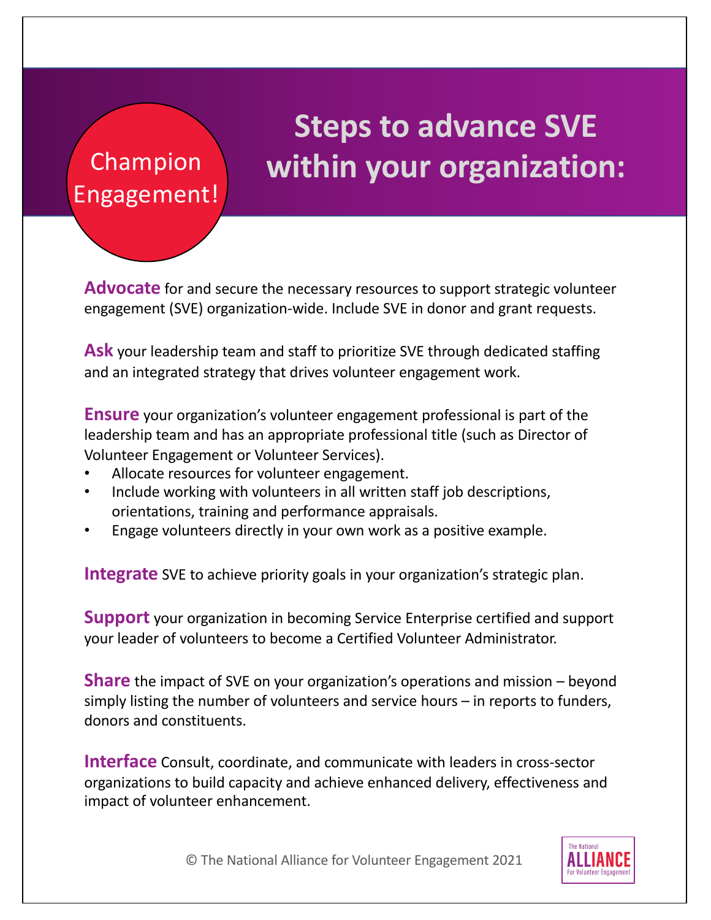Champion Engagement!

# Steps to advance SVE within your organization:

**Advocate** for and secure the necessary resources to support strategic volunteer engagement (SVE) organization-wide. Include SVE in donor and grant requests.

**Ask** your leadership team and staff to prioritize SVE through dedicated staffing and an integrated strategy that drives volunteer engagement work.

**Ensure** your organization's volunteer engagement professional is part of the leadership team and has an appropriate professional title (such as Director of Volunteer Engagement or Volunteer Services).

- Allocate resources for volunteer engagement.
- Include working with volunteers in all written staff job descriptions, orientations, training and performance appraisals.
- Engage volunteers directly in your own work as a positive example.

**Integrate** SVE to achieve priority goals in your organization's strategic plan.

**Support** your organization in becoming Service Enterprise certified and support your leader of volunteers to become a Certified Volunteer Administrator.

**Share** the impact of SVE on your organization's operations and mission – beyond simply listing the number of volunteers and service hours – in reports to funders, donors and constituents.

**Interface** Consult, coordinate, and communicate with leaders in cross-sector organizations to build capacity and achieve enhanced delivery, effectiveness and impact of volunteer enhancement.

© The National Alliance for Volunteer Engagement 2021

The National ALLIANCE For Volunteer Engagement